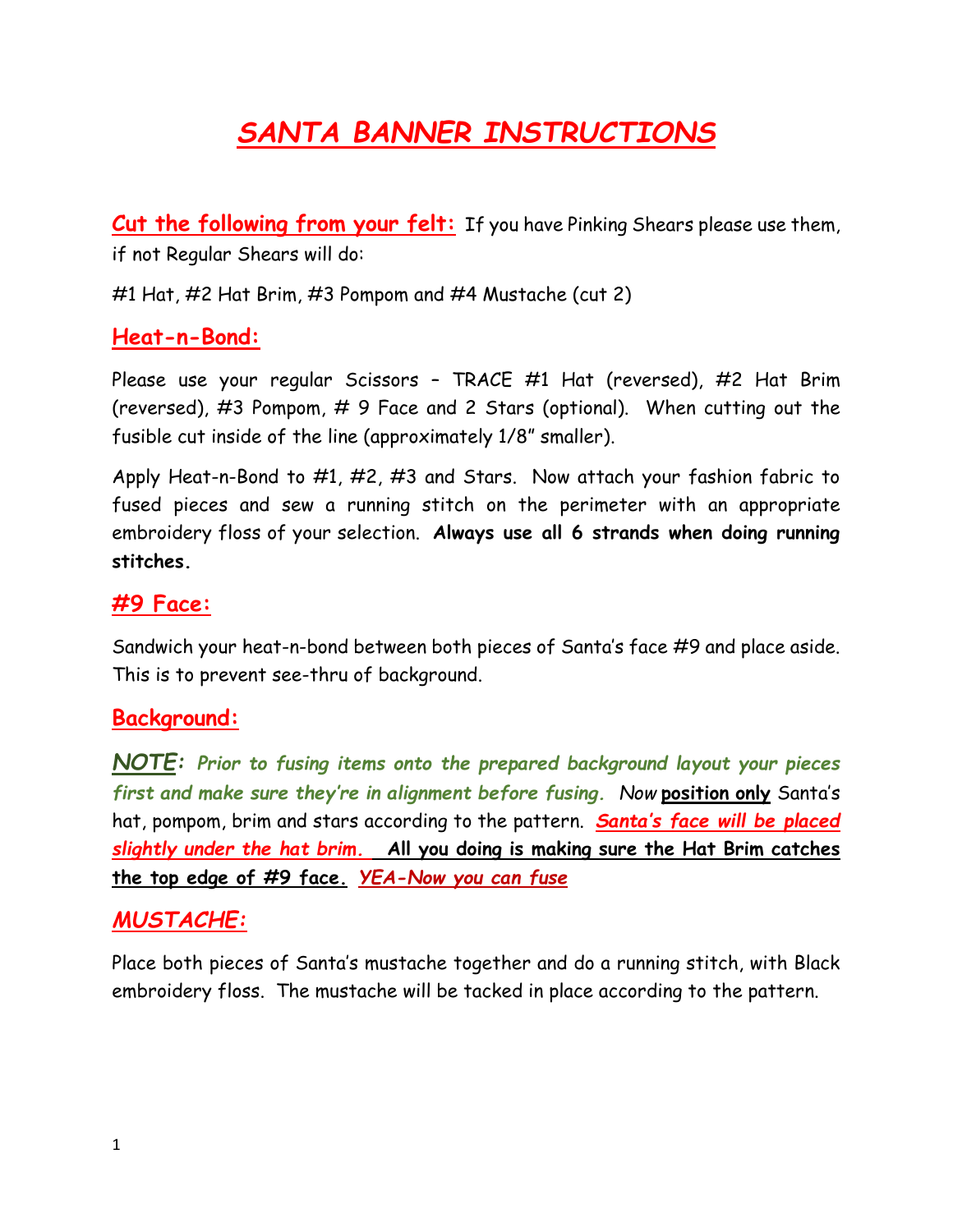# *SANTA BANNER INSTRUCTIONS*

**Cut the following from your felt:** If you have Pinking Shears please use them, if not Regular Shears will do:

#1 Hat, #2 Hat Brim, #3 Pompom and #4 Mustache (cut 2)

## Heat-n-Bond:

Please use your regular Scissors – TRACE #1 Hat (reversed), #2 Hat Brim (reversed), #3 Pompom, # 9 Face and 2 Stars (optional). When cutting out the fusible cut inside of the line (approximately 1/8" smaller).

Apply Heat-n-Bond to #1, #2, #3 and Stars. Now attach your fashion fabric to fused pieces and sew a running stitch on the perimeter with an appropriate embroidery floss of your selection. **Always use all 6 strands when doing running stitches.**

## #9 Face:

Sandwich your heat-n-bond between both pieces of Santa's face #9 and place aside. This is to prevent see-thru of background.

## Background:

***NOTE: Prior to fusing items onto the prepared background layout your pieces first and make sure they're in alignment before fusing.*** *Now* **position only** Santa's hat, pompom, brim and stars according to the pattern. ***Santa's face will be placed slightly under the hat brim.*** **All you doing is making sure the Hat Brim catches the top edge of #9 face.** ***YEA-Now you can fuse***

## *MUSTACHE:*

Place both pieces of Santa's mustache together and do a running stitch, with Black embroidery floss. The mustache will be tacked in place according to the pattern.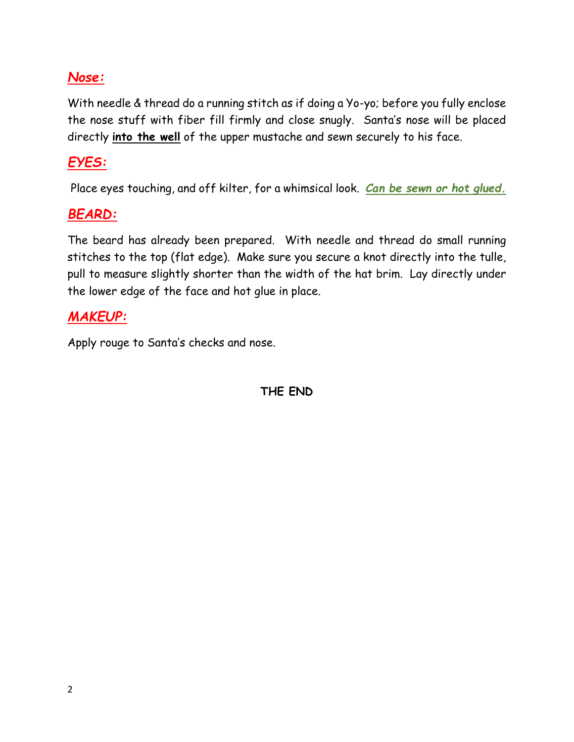## ***Nose:***

With needle & thread do a running stitch as if doing a Yo-yo; before you fully enclose the nose stuff with fiber fill firmly and close snugly. Santa's nose will be placed directly **into the well** of the upper mustache and sewn securely to his face.

## ***EYES:***

Place eyes touching, and off kilter, for a whimsical look. ***Can be sewn or hot glued.***

## ***BEARD:***

The beard has already been prepared. With needle and thread do small running stitches to the top (flat edge). Make sure you secure a knot directly into the tulle, pull to measure slightly shorter than the width of the hat brim. Lay directly under the lower edge of the face and hot glue in place.

## ***MAKEUP:***

Apply rouge to Santa's checks and nose.

**THE END**